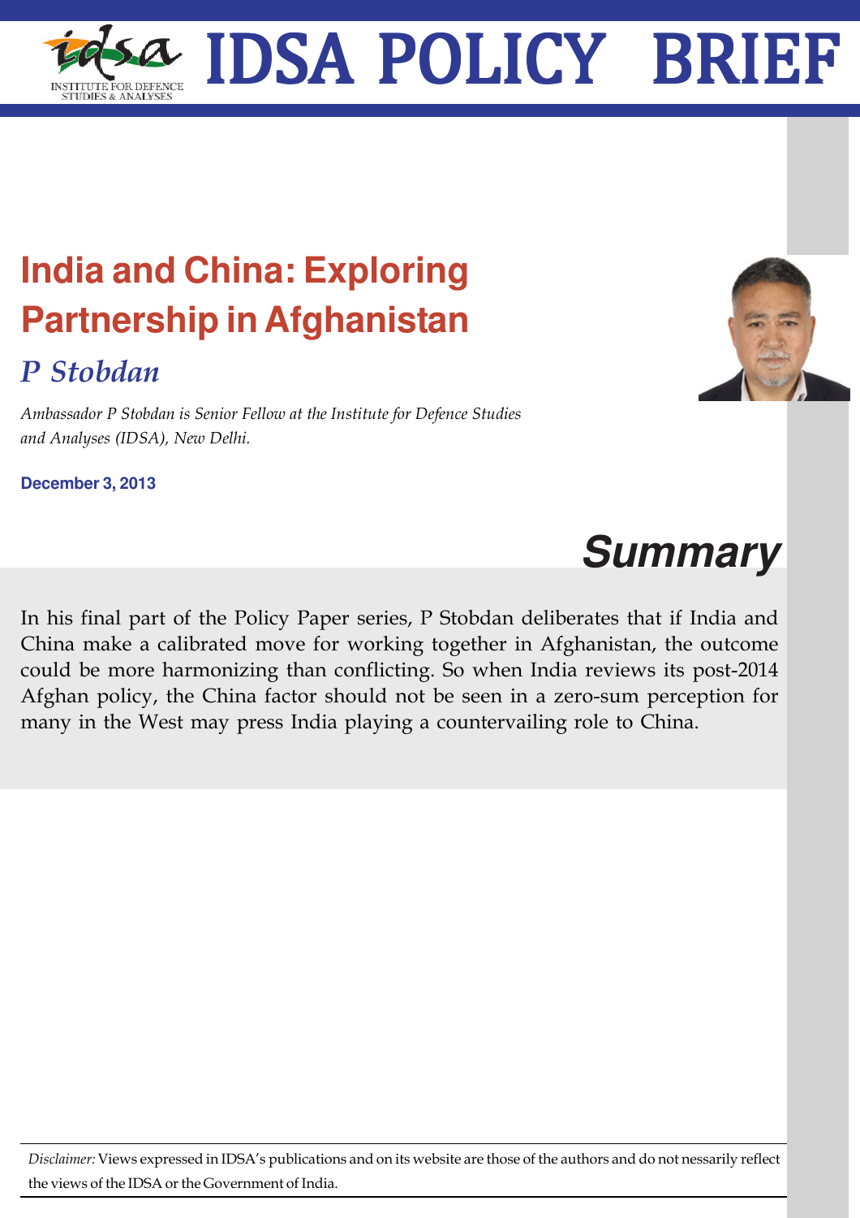# IDSA POLICY BRIEF

INSTITUTE FOR DEFENCE STUDIES & ANALYSES

## India and China: Exploring Partnership in Afghanistan

### *P Stobdan*

*Ambassador P Stobdan is Senior Fellow at the Institute for Defence Studies and Analyses (IDSA), New Delhi.*

**December 3, 2013**

## *Summary*

In his final part of the Policy Paper series, P Stobdan deliberates that if India and China make a calibrated move for working together in Afghanistan, the outcome could be more harmonizing than conflicting. So when India reviews its post-2014 Afghan policy, the China factor should not be seen in a zero-sum perception for many in the West may press India playing a countervailing role to China.

*Disclaimer:* Views expressed in IDSA's publications and on its website are those of the authors and do not nessarily reflect the views of the IDSA or the Government of India.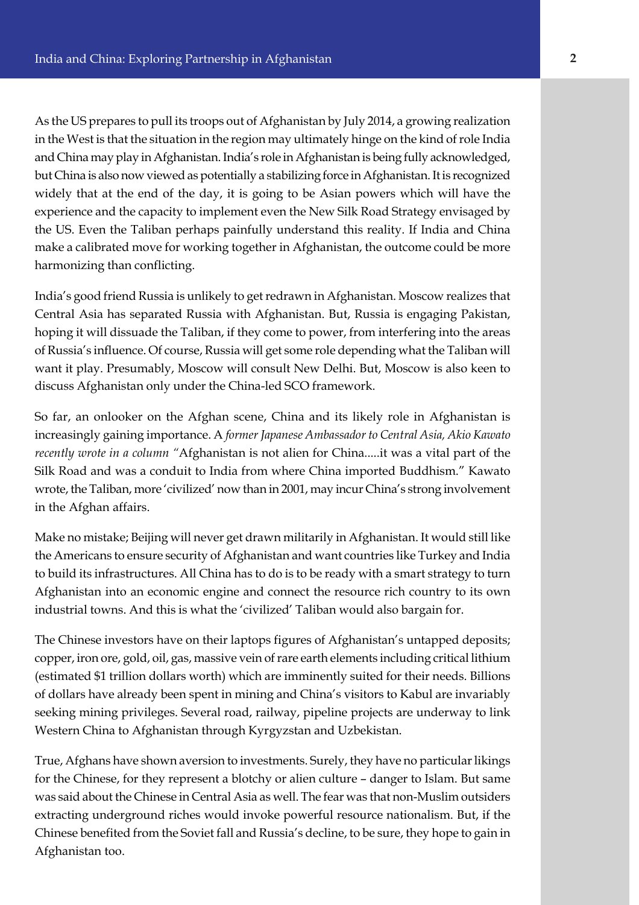As the US prepares to pull its troops out of Afghanistan by July 2014, a growing realization in the West is that the situation in the region may ultimately hinge on the kind of role India and China may play in Afghanistan. India's role in Afghanistan is being fully acknowledged, but China is also now viewed as potentially a stabilizing force in Afghanistan. It is recognized widely that at the end of the day, it is going to be Asian powers which will have the experience and the capacity to implement even the New Silk Road Strategy envisaged by the US. Even the Taliban perhaps painfully understand this reality. If India and China make a calibrated move for working together in Afghanistan, the outcome could be more harmonizing than conflicting.

India's good friend Russia is unlikely to get redrawn in Afghanistan. Moscow realizes that Central Asia has separated Russia with Afghanistan. But, Russia is engaging Pakistan, hoping it will dissuade the Taliban, if they come to power, from interfering into the areas of Russia's influence. Of course, Russia will get some role depending what the Taliban will want it play. Presumably, Moscow will consult New Delhi. But, Moscow is also keen to discuss Afghanistan only under the China-led SCO framework.

So far, an onlooker on the Afghan scene, China and its likely role in Afghanistan is increasingly gaining importance. A *former Japanese Ambassador to Central Asia, Akio Kawato recently wrote in a column* "Afghanistan is not alien for China.....it was a vital part of the Silk Road and was a conduit to India from where China imported Buddhism." Kawato wrote, the Taliban, more 'civilized' now than in 2001, may incur China's strong involvement in the Afghan affairs.

Make no mistake; Beijing will never get drawn militarily in Afghanistan. It would still like the Americans to ensure security of Afghanistan and want countries like Turkey and India to build its infrastructures. All China has to do is to be ready with a smart strategy to turn Afghanistan into an economic engine and connect the resource rich country to its own industrial towns. And this is what the 'civilized' Taliban would also bargain for.

The Chinese investors have on their laptops figures of Afghanistan's untapped deposits; copper, iron ore, gold, oil, gas, massive vein of rare earth elements including critical lithium (estimated $1 trillion dollars worth) which are imminently suited for their needs. Billions of dollars have already been spent in mining and China's visitors to Kabul are invariably seeking mining privileges. Several road, railway, pipeline projects are underway to link Western China to Afghanistan through Kyrgyzstan and Uzbekistan.

True, Afghans have shown aversion to investments. Surely, they have no particular likings for the Chinese, for they represent a blotchy or alien culture – danger to Islam. But same was said about the Chinese in Central Asia as well. The fear was that non-Muslim outsiders extracting underground riches would invoke powerful resource nationalism. But, if the Chinese benefited from the Soviet fall and Russia's decline, to be sure, they hope to gain in Afghanistan too.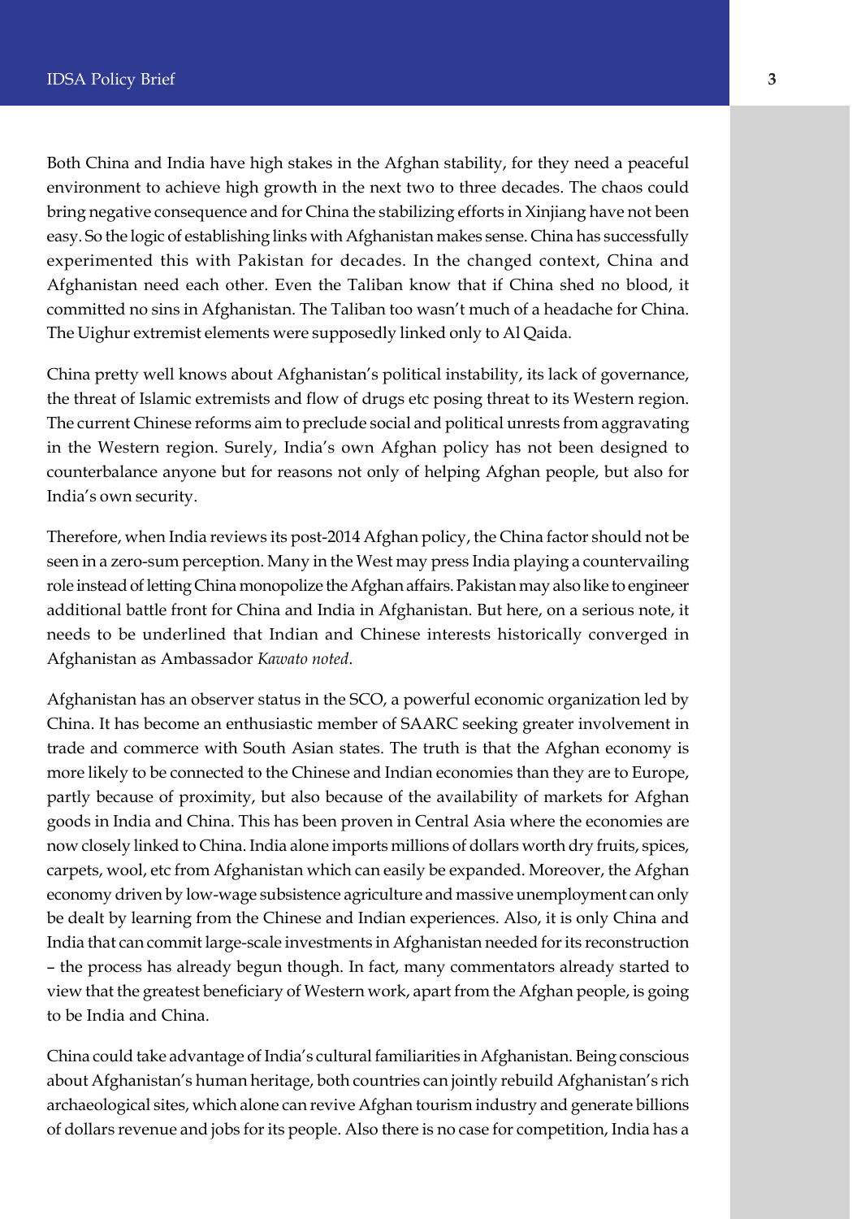Both China and India have high stakes in the Afghan stability, for they need a peaceful environment to achieve high growth in the next two to three decades. The chaos could bring negative consequence and for China the stabilizing efforts in Xinjiang have not been easy. So the logic of establishing links with Afghanistan makes sense. China has successfully experimented this with Pakistan for decades. In the changed context, China and Afghanistan need each other. Even the Taliban know that if China shed no blood, it committed no sins in Afghanistan. The Taliban too wasn't much of a headache for China. The Uighur extremist elements were supposedly linked only to Al Qaida.

China pretty well knows about Afghanistan's political instability, its lack of governance, the threat of Islamic extremists and flow of drugs etc posing threat to its Western region. The current Chinese reforms aim to preclude social and political unrests from aggravating in the Western region. Surely, India's own Afghan policy has not been designed to counterbalance anyone but for reasons not only of helping Afghan people, but also for India's own security.

Therefore, when India reviews its post-2014 Afghan policy, the China factor should not be seen in a zero-sum perception. Many in the West may press India playing a countervailing role instead of letting China monopolize the Afghan affairs. Pakistan may also like to engineer additional battle front for China and India in Afghanistan. But here, on a serious note, it needs to be underlined that Indian and Chinese interests historically converged in Afghanistan as Ambassador *Kawato noted*.

Afghanistan has an observer status in the SCO, a powerful economic organization led by China. It has become an enthusiastic member of SAARC seeking greater involvement in trade and commerce with South Asian states. The truth is that the Afghan economy is more likely to be connected to the Chinese and Indian economies than they are to Europe, partly because of proximity, but also because of the availability of markets for Afghan goods in India and China. This has been proven in Central Asia where the economies are now closely linked to China. India alone imports millions of dollars worth dry fruits, spices, carpets, wool, etc from Afghanistan which can easily be expanded. Moreover, the Afghan economy driven by low-wage subsistence agriculture and massive unemployment can only be dealt by learning from the Chinese and Indian experiences. Also, it is only China and India that can commit large-scale investments in Afghanistan needed for its reconstruction – the process has already begun though. In fact, many commentators already started to view that the greatest beneficiary of Western work, apart from the Afghan people, is going to be India and China.

China could take advantage of India's cultural familiarities in Afghanistan. Being conscious about Afghanistan's human heritage, both countries can jointly rebuild Afghanistan's rich archaeological sites, which alone can revive Afghan tourism industry and generate billions of dollars revenue and jobs for its people. Also there is no case for competition, India has a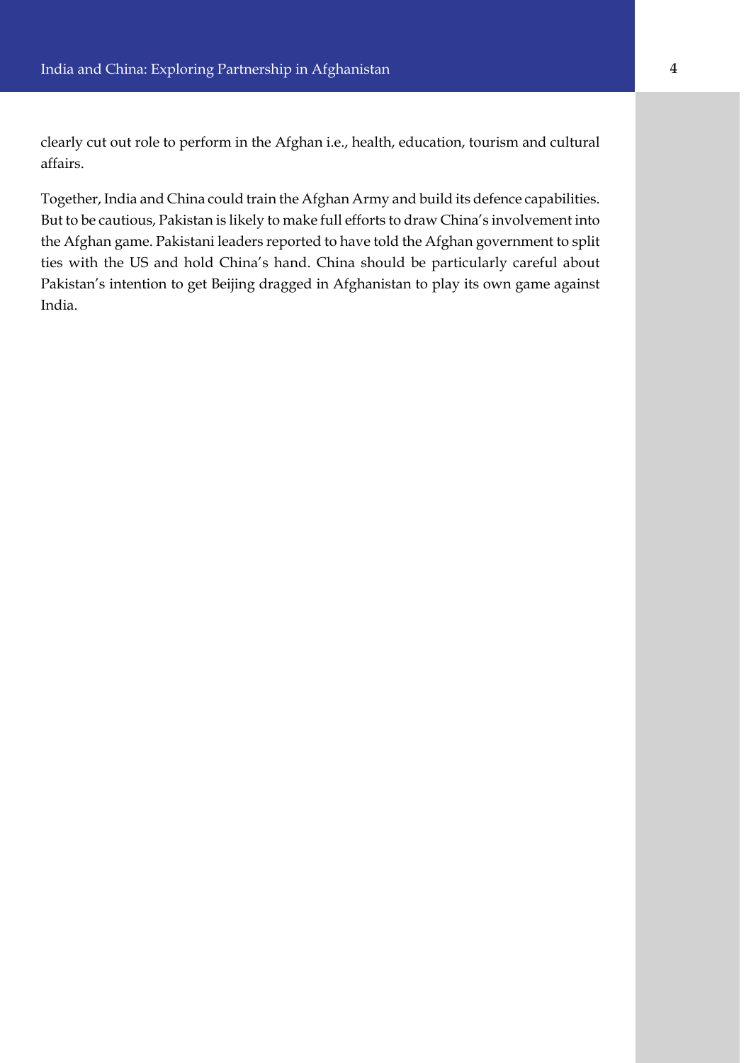clearly cut out role to perform in the Afghan i.e., health, education, tourism and cultural affairs.

Together, India and China could train the Afghan Army and build its defence capabilities. But to be cautious, Pakistan is likely to make full efforts to draw China's involvement into the Afghan game. Pakistani leaders reported to have told the Afghan government to split ties with the US and hold China's hand. China should be particularly careful about Pakistan's intention to get Beijing dragged in Afghanistan to play its own game against India.